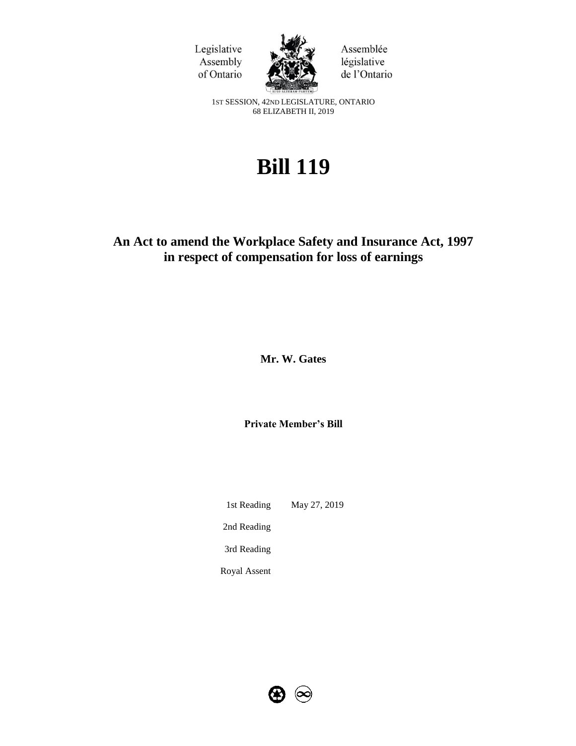Legislative Assembly of Ontario

Assemblée législative de l'Ontario

1ST SESSION, 42ND LEGISLATURE, ONTARIO
68 ELIZABETH II, 2019

# Bill 119

## An Act to amend the Workplace Safety and Insurance Act, 1997 in respect of compensation for loss of earnings

**Mr. W. Gates**

**Private Member's Bill**

| | |
|---|---|
| 1st Reading | May 27, 2019 |
| 2nd Reading | |
| 3rd Reading | |
| Royal Assent | |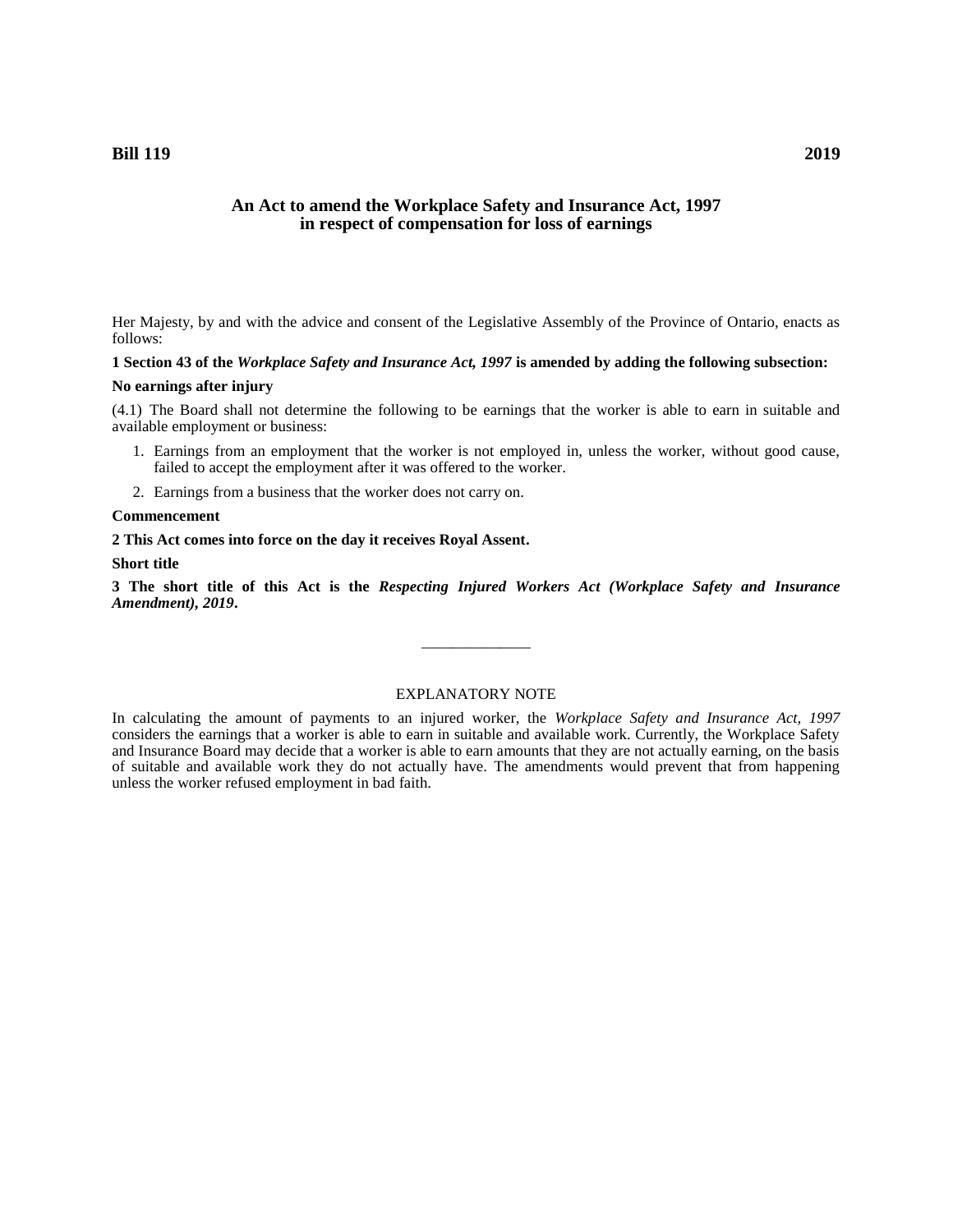**Bill 119 2019**

## An Act to amend the Workplace Safety and Insurance Act, 1997 in respect of compensation for loss of earnings

Her Majesty, by and with the advice and consent of the Legislative Assembly of the Province of Ontario, enacts as follows:

**1 Section 43 of the *Workplace Safety and Insurance Act, 1997* is amended by adding the following subsection:**

**No earnings after injury**

(4.1) The Board shall not determine the following to be earnings that the worker is able to earn in suitable and available employment or business:

1. Earnings from an employment that the worker is not employed in, unless the worker, without good cause, failed to accept the employment after it was offered to the worker.
2. Earnings from a business that the worker does not carry on.

**Commencement**

**2 This Act comes into force on the day it receives Royal Assent.**

**Short title**

**3 The short title of this Act is the *Respecting Injured Workers Act (Workplace Safety and Insurance Amendment), 2019*.**

---

EXPLANATORY NOTE

In calculating the amount of payments to an injured worker, the *Workplace Safety and Insurance Act, 1997* considers the earnings that a worker is able to earn in suitable and available work. Currently, the Workplace Safety and Insurance Board may decide that a worker is able to earn amounts that they are not actually earning, on the basis of suitable and available work they do not actually have. The amendments would prevent that from happening unless the worker refused employment in bad faith.